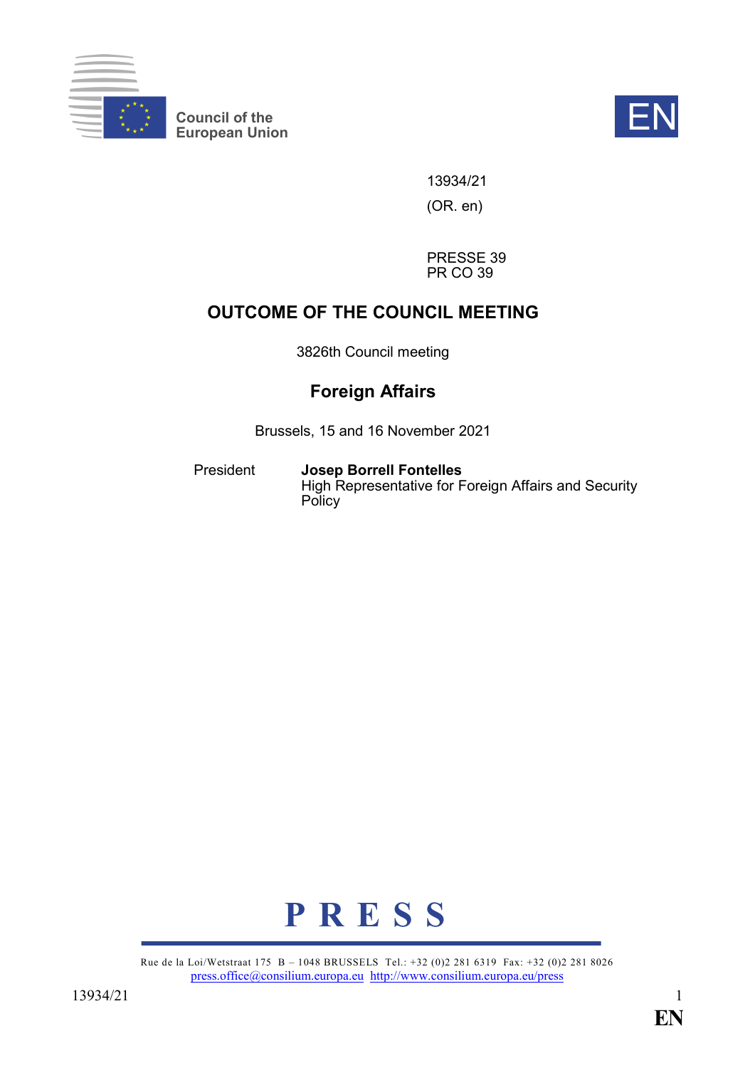Council of the European Union

EN

13934/21

(OR. en)

PRESSE 39
PR CO 39

# OUTCOME OF THE COUNCIL MEETING

3826th Council meeting

## Foreign Affairs

Brussels, 15 and 16 November 2021

President **Josep Borrell Fontelles**
High Representative for Foreign Affairs and Security Policy

**P R E S S**

Rue de la Loi/Wetstraat 175 B – 1048 BRUSSELS Tel.: +32 (0)2 281 6319 Fax: +32 (0)2 281 8026
press.office@consilium.europa.eu http://www.consilium.europa.eu/press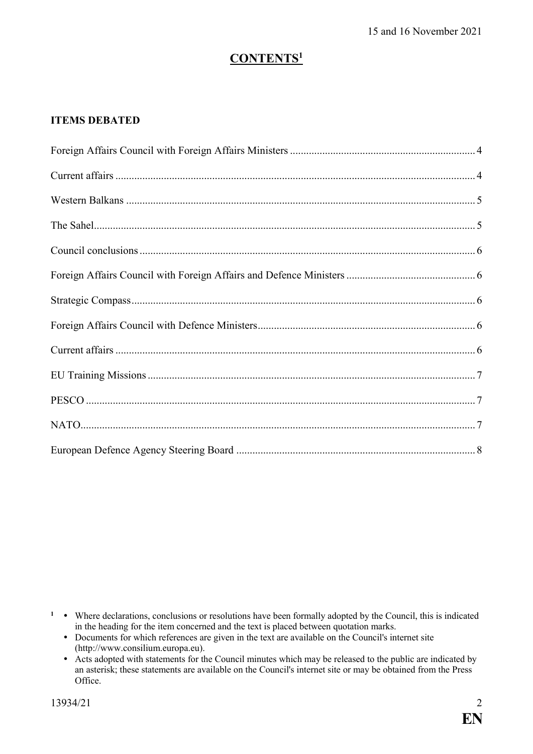15 and 16 November 2021

# CONTENTS[1]

**ITEMS DEBATED**

Foreign Affairs Council with Foreign Affairs Ministers .................... 4

Current affairs .................... 4

Western Balkans .................... 5

The Sahel .................... 5

Council conclusions .................... 6

Foreign Affairs Council with Foreign Affairs and Defence Ministers .................... 6

Strategic Compass .................... 6

Foreign Affairs Council with Defence Ministers .................... 6

Current affairs .................... 6

EU Training Missions .................... 7

PESCO .................... 7

NATO .................... 7

European Defence Agency Steering Board .................... 8

---

[1]
- Where declarations, conclusions or resolutions have been formally adopted by the Council, this is indicated in the heading for the item concerned and the text is placed between quotation marks.
- Documents for which references are given in the text are available on the Council's internet site (http://www.consilium.europa.eu).
- Acts adopted with statements for the Council minutes which may be released to the public are indicated by an asterisk; these statements are available on the Council's internet site or may be obtained from the Press Office.

13934/21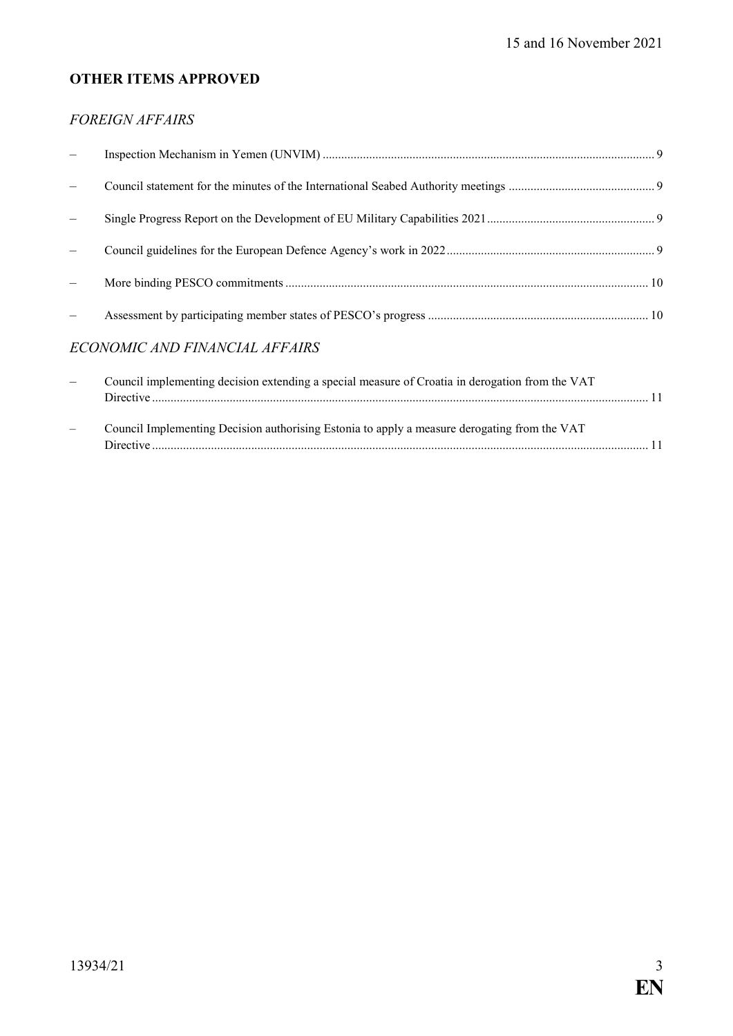## OTHER ITEMS APPROVED

### *FOREIGN AFFAIRS*

- Inspection Mechanism in Yemen (UNVIM) ........................................................................................................... 9
- Council statement for the minutes of the International Seabed Authority meetings ............................................... 9
- Single Progress Report on the Development of EU Military Capabilities 2021...................................................... 9
- Council guidelines for the European Defence Agency's work in 2022.................................................................. 9
- More binding PESCO commitments ..................................................................................................................... 10
- Assessment by participating member states of PESCO's progress ....................................................................... 10

### *ECONOMIC AND FINANCIAL AFFAIRS*

- Council implementing decision extending a special measure of Croatia in derogation from the VAT Directive ............................................................................................................................................... 11
- Council Implementing Decision authorising Estonia to apply a measure derogating from the VAT Directive ............................................................................................................................................... 11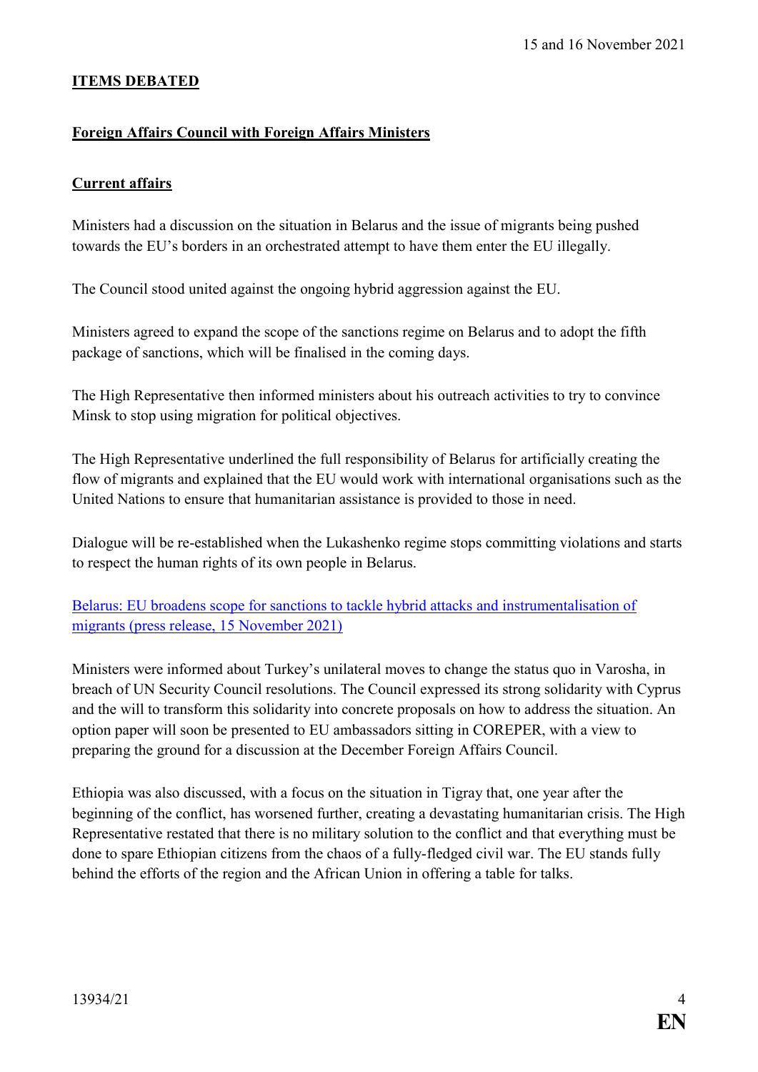## ITEMS DEBATED

### Foreign Affairs Council with Foreign Affairs Ministers

#### Current affairs

Ministers had a discussion on the situation in Belarus and the issue of migrants being pushed towards the EU's borders in an orchestrated attempt to have them enter the EU illegally.

The Council stood united against the ongoing hybrid aggression against the EU.

Ministers agreed to expand the scope of the sanctions regime on Belarus and to adopt the fifth package of sanctions, which will be finalised in the coming days.

The High Representative then informed ministers about his outreach activities to try to convince Minsk to stop using migration for political objectives.

The High Representative underlined the full responsibility of Belarus for artificially creating the flow of migrants and explained that the EU would work with international organisations such as the United Nations to ensure that humanitarian assistance is provided to those in need.

Dialogue will be re-established when the Lukashenko regime stops committing violations and starts to respect the human rights of its own people in Belarus.

Belarus: EU broadens scope for sanctions to tackle hybrid attacks and instrumentalisation of migrants (press release, 15 November 2021)

Ministers were informed about Turkey's unilateral moves to change the status quo in Varosha, in breach of UN Security Council resolutions. The Council expressed its strong solidarity with Cyprus and the will to transform this solidarity into concrete proposals on how to address the situation. An option paper will soon be presented to EU ambassadors sitting in COREPER, with a view to preparing the ground for a discussion at the December Foreign Affairs Council.

Ethiopia was also discussed, with a focus on the situation in Tigray that, one year after the beginning of the conflict, has worsened further, creating a devastating humanitarian crisis. The High Representative restated that there is no military solution to the conflict and that everything must be done to spare Ethiopian citizens from the chaos of a fully-fledged civil war. The EU stands fully behind the efforts of the region and the African Union in offering a table for talks.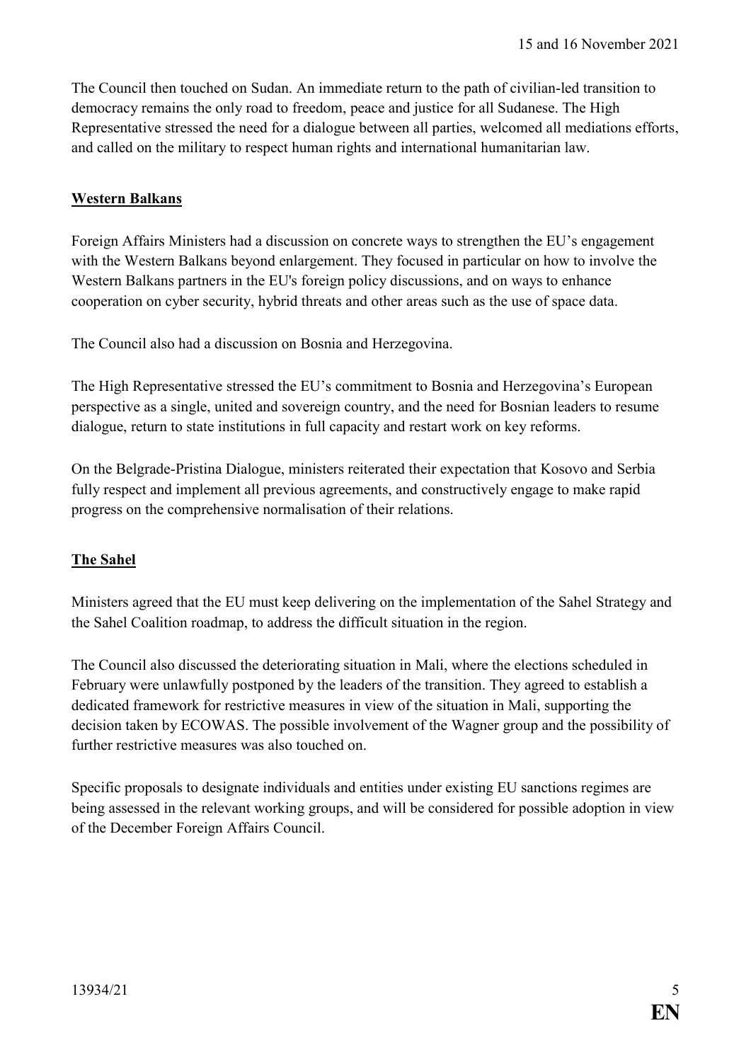The Council then touched on Sudan. An immediate return to the path of civilian-led transition to democracy remains the only road to freedom, peace and justice for all Sudanese. The High Representative stressed the need for a dialogue between all parties, welcomed all mediations efforts, and called on the military to respect human rights and international humanitarian law.

## Western Balkans

Foreign Affairs Ministers had a discussion on concrete ways to strengthen the EU's engagement with the Western Balkans beyond enlargement. They focused in particular on how to involve the Western Balkans partners in the EU's foreign policy discussions, and on ways to enhance cooperation on cyber security, hybrid threats and other areas such as the use of space data.

The Council also had a discussion on Bosnia and Herzegovina.

The High Representative stressed the EU's commitment to Bosnia and Herzegovina's European perspective as a single, united and sovereign country, and the need for Bosnian leaders to resume dialogue, return to state institutions in full capacity and restart work on key reforms.

On the Belgrade-Pristina Dialogue, ministers reiterated their expectation that Kosovo and Serbia fully respect and implement all previous agreements, and constructively engage to make rapid progress on the comprehensive normalisation of their relations.

## The Sahel

Ministers agreed that the EU must keep delivering on the implementation of the Sahel Strategy and the Sahel Coalition roadmap, to address the difficult situation in the region.

The Council also discussed the deteriorating situation in Mali, where the elections scheduled in February were unlawfully postponed by the leaders of the transition. They agreed to establish a dedicated framework for restrictive measures in view of the situation in Mali, supporting the decision taken by ECOWAS. The possible involvement of the Wagner group and the possibility of further restrictive measures was also touched on.

Specific proposals to designate individuals and entities under existing EU sanctions regimes are being assessed in the relevant working groups, and will be considered for possible adoption in view of the December Foreign Affairs Council.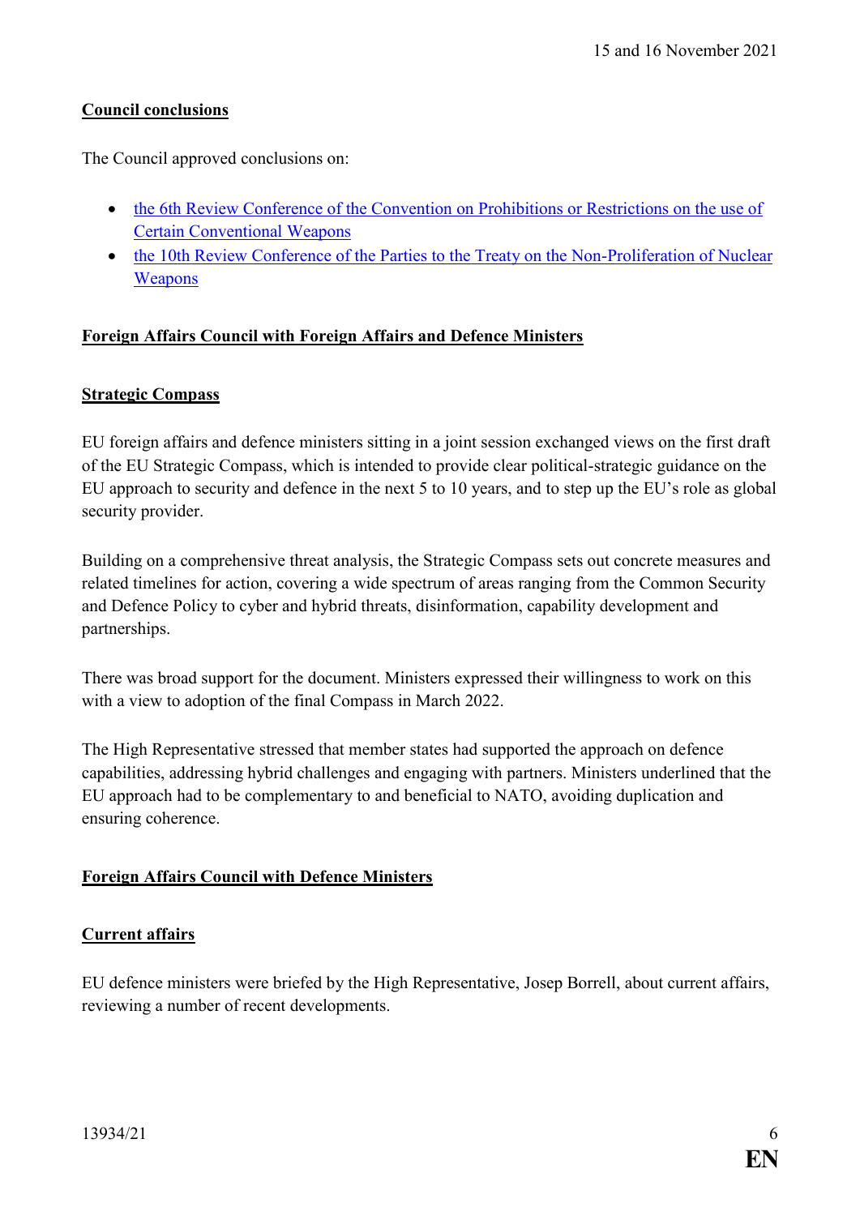**Council conclusions**

The Council approved conclusions on:

- the 6th Review Conference of the Convention on Prohibitions or Restrictions on the use of Certain Conventional Weapons
- the 10th Review Conference of the Parties to the Treaty on the Non-Proliferation of Nuclear Weapons

**Foreign Affairs Council with Foreign Affairs and Defence Ministers**

**Strategic Compass**

EU foreign affairs and defence ministers sitting in a joint session exchanged views on the first draft of the EU Strategic Compass, which is intended to provide clear political-strategic guidance on the EU approach to security and defence in the next 5 to 10 years, and to step up the EU's role as global security provider.

Building on a comprehensive threat analysis, the Strategic Compass sets out concrete measures and related timelines for action, covering a wide spectrum of areas ranging from the Common Security and Defence Policy to cyber and hybrid threats, disinformation, capability development and partnerships.

There was broad support for the document. Ministers expressed their willingness to work on this with a view to adoption of the final Compass in March 2022.

The High Representative stressed that member states had supported the approach on defence capabilities, addressing hybrid challenges and engaging with partners. Ministers underlined that the EU approach had to be complementary to and beneficial to NATO, avoiding duplication and ensuring coherence.

**Foreign Affairs Council with Defence Ministers**

**Current affairs**

EU defence ministers were briefed by the High Representative, Josep Borrell, about current affairs, reviewing a number of recent developments.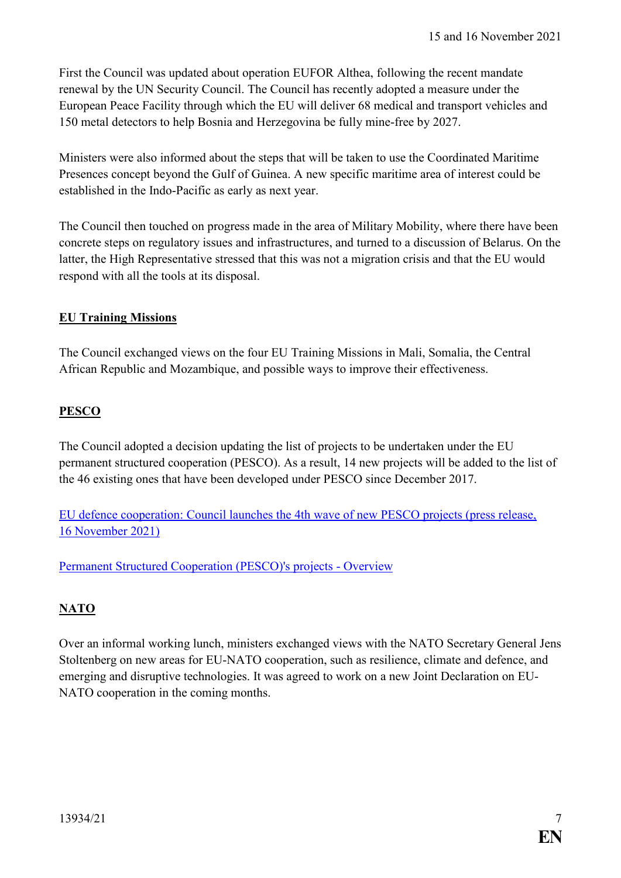First the Council was updated about operation EUFOR Althea, following the recent mandate renewal by the UN Security Council. The Council has recently adopted a measure under the European Peace Facility through which the EU will deliver 68 medical and transport vehicles and 150 metal detectors to help Bosnia and Herzegovina be fully mine-free by 2027.

Ministers were also informed about the steps that will be taken to use the Coordinated Maritime Presences concept beyond the Gulf of Guinea. A new specific maritime area of interest could be established in the Indo-Pacific as early as next year.

The Council then touched on progress made in the area of Military Mobility, where there have been concrete steps on regulatory issues and infrastructures, and turned to a discussion of Belarus. On the latter, the High Representative stressed that this was not a migration crisis and that the EU would respond with all the tools at its disposal.

## EU Training Missions

The Council exchanged views on the four EU Training Missions in Mali, Somalia, the Central African Republic and Mozambique, and possible ways to improve their effectiveness.

## PESCO

The Council adopted a decision updating the list of projects to be undertaken under the EU permanent structured cooperation (PESCO). As a result, 14 new projects will be added to the list of the 46 existing ones that have been developed under PESCO since December 2017.

EU defence cooperation: Council launches the 4th wave of new PESCO projects (press release, 16 November 2021)

Permanent Structured Cooperation (PESCO)'s projects - Overview

## NATO

Over an informal working lunch, ministers exchanged views with the NATO Secretary General Jens Stoltenberg on new areas for EU-NATO cooperation, such as resilience, climate and defence, and emerging and disruptive technologies. It was agreed to work on a new Joint Declaration on EU-NATO cooperation in the coming months.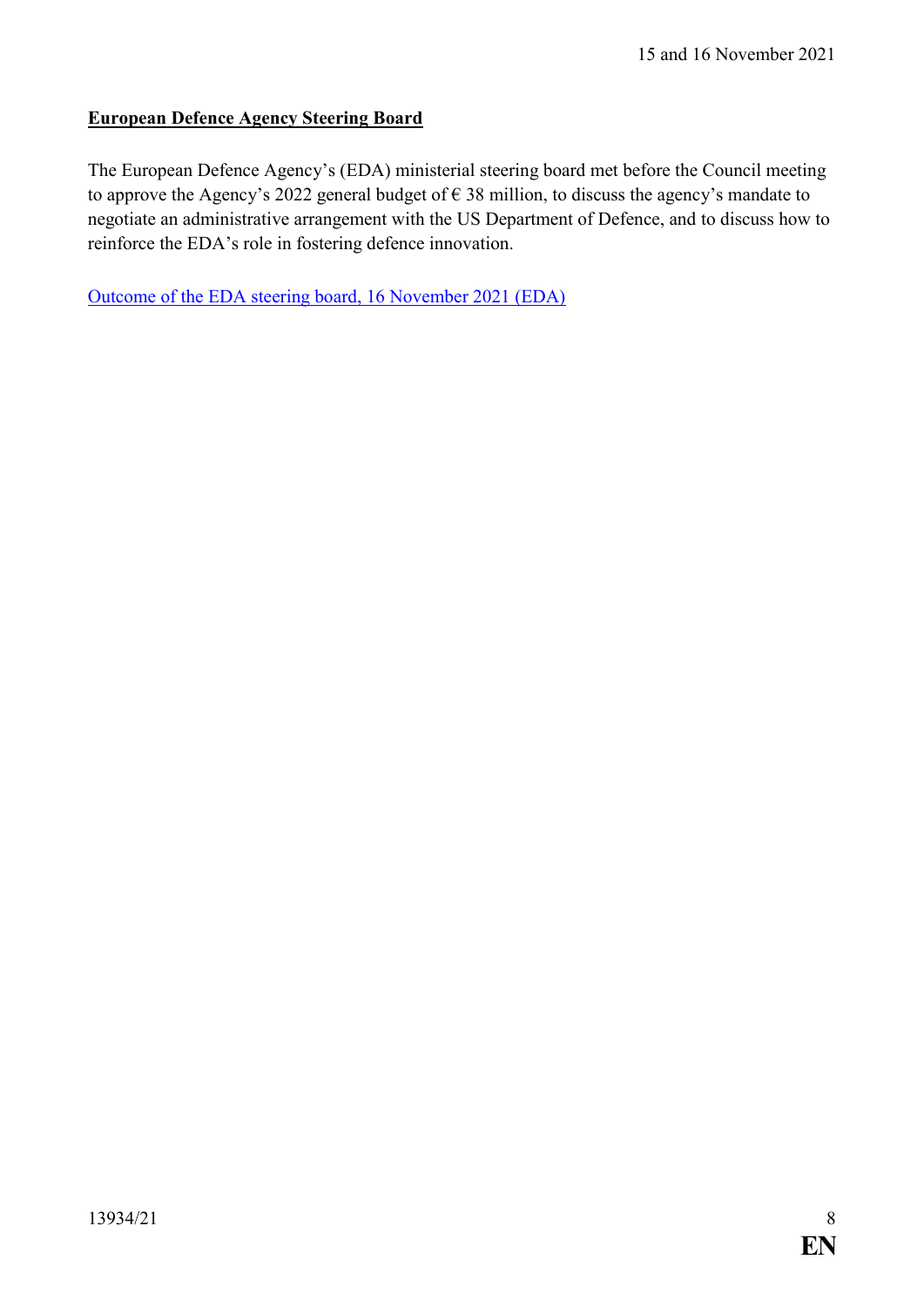## European Defence Agency Steering Board

The European Defence Agency's (EDA) ministerial steering board met before the Council meeting to approve the Agency's 2022 general budget of € 38 million, to discuss the agency's mandate to negotiate an administrative arrangement with the US Department of Defence, and to discuss how to reinforce the EDA's role in fostering defence innovation.

Outcome of the EDA steering board, 16 November 2021 (EDA)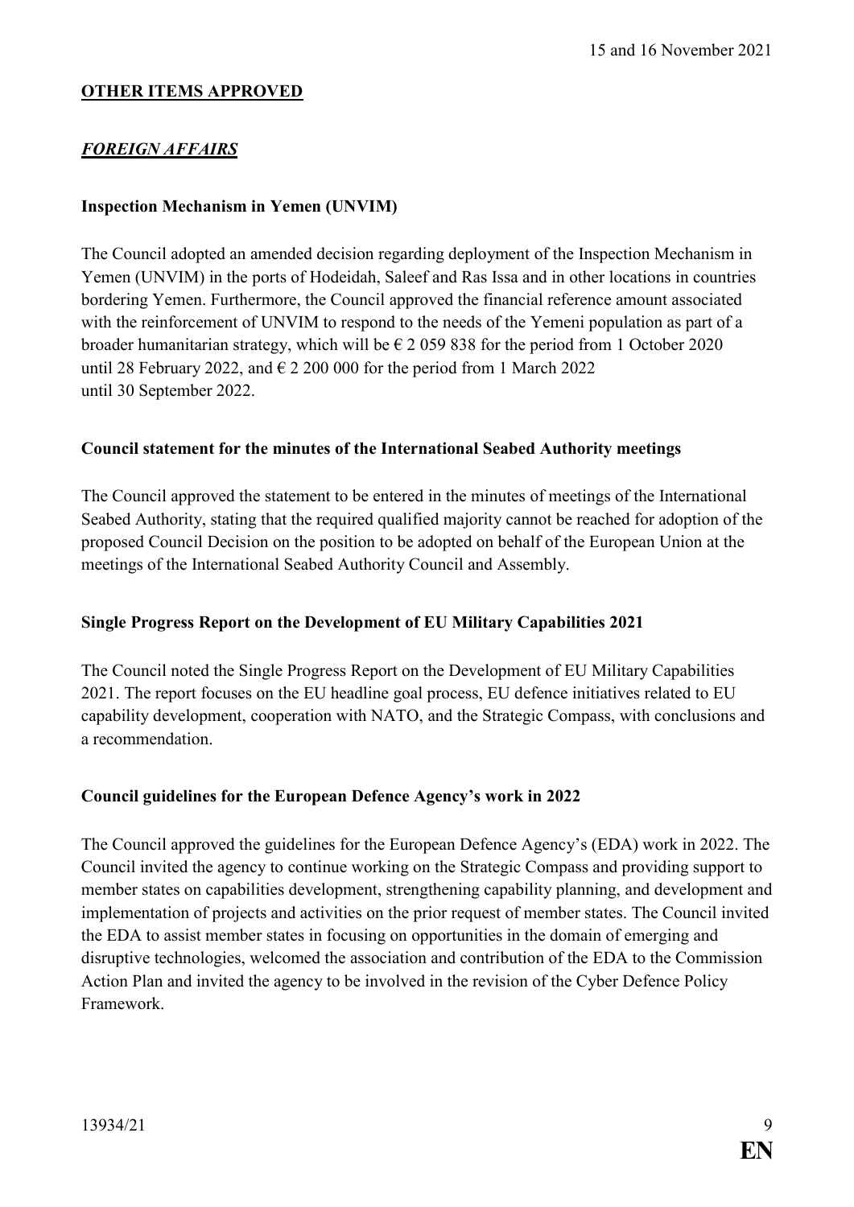## OTHER ITEMS APPROVED

### *FOREIGN AFFAIRS*

**Inspection Mechanism in Yemen (UNVIM)**

The Council adopted an amended decision regarding deployment of the Inspection Mechanism in Yemen (UNVIM) in the ports of Hodeidah, Saleef and Ras Issa and in other locations in countries bordering Yemen. Furthermore, the Council approved the financial reference amount associated with the reinforcement of UNVIM to respond to the needs of the Yemeni population as part of a broader humanitarian strategy, which will be € 2 059 838 for the period from 1 October 2020 until 28 February 2022, and € 2 200 000 for the period from 1 March 2022 until 30 September 2022.

**Council statement for the minutes of the International Seabed Authority meetings**

The Council approved the statement to be entered in the minutes of meetings of the International Seabed Authority, stating that the required qualified majority cannot be reached for adoption of the proposed Council Decision on the position to be adopted on behalf of the European Union at the meetings of the International Seabed Authority Council and Assembly.

**Single Progress Report on the Development of EU Military Capabilities 2021**

The Council noted the Single Progress Report on the Development of EU Military Capabilities 2021. The report focuses on the EU headline goal process, EU defence initiatives related to EU capability development, cooperation with NATO, and the Strategic Compass, with conclusions and a recommendation.

**Council guidelines for the European Defence Agency's work in 2022**

The Council approved the guidelines for the European Defence Agency's (EDA) work in 2022. The Council invited the agency to continue working on the Strategic Compass and providing support to member states on capabilities development, strengthening capability planning, and development and implementation of projects and activities on the prior request of member states. The Council invited the EDA to assist member states in focusing on opportunities in the domain of emerging and disruptive technologies, welcomed the association and contribution of the EDA to the Commission Action Plan and invited the agency to be involved in the revision of the Cyber Defence Policy Framework.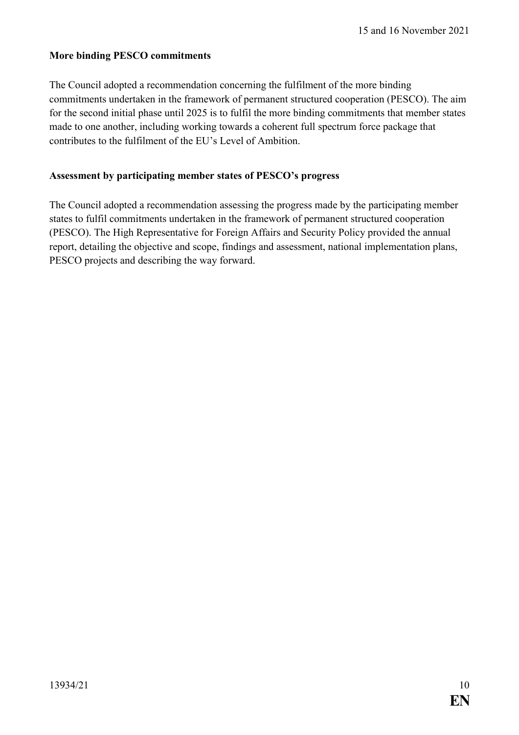**More binding PESCO commitments**

The Council adopted a recommendation concerning the fulfilment of the more binding commitments undertaken in the framework of permanent structured cooperation (PESCO). The aim for the second initial phase until 2025 is to fulfil the more binding commitments that member states made to one another, including working towards a coherent full spectrum force package that contributes to the fulfilment of the EU's Level of Ambition.

**Assessment by participating member states of PESCO's progress**

The Council adopted a recommendation assessing the progress made by the participating member states to fulfil commitments undertaken in the framework of permanent structured cooperation (PESCO). The High Representative for Foreign Affairs and Security Policy provided the annual report, detailing the objective and scope, findings and assessment, national implementation plans, PESCO projects and describing the way forward.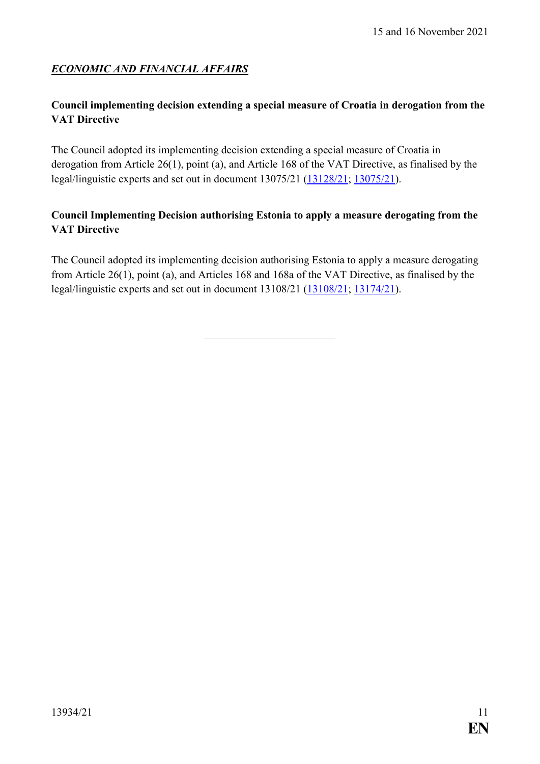## *ECONOMIC AND FINANCIAL AFFAIRS*

### Council implementing decision extending a special measure of Croatia in derogation from the VAT Directive

The Council adopted its implementing decision extending a special measure of Croatia in derogation from Article 26(1), point (a), and Article 168 of the VAT Directive, as finalised by the legal/linguistic experts and set out in document 13075/21 (13128/21; 13075/21).

### Council Implementing Decision authorising Estonia to apply a measure derogating from the VAT Directive

The Council adopted its implementing decision authorising Estonia to apply a measure derogating from Article 26(1), point (a), and Articles 168 and 168a of the VAT Directive, as finalised by the legal/linguistic experts and set out in document 13108/21 (13108/21; 13174/21).